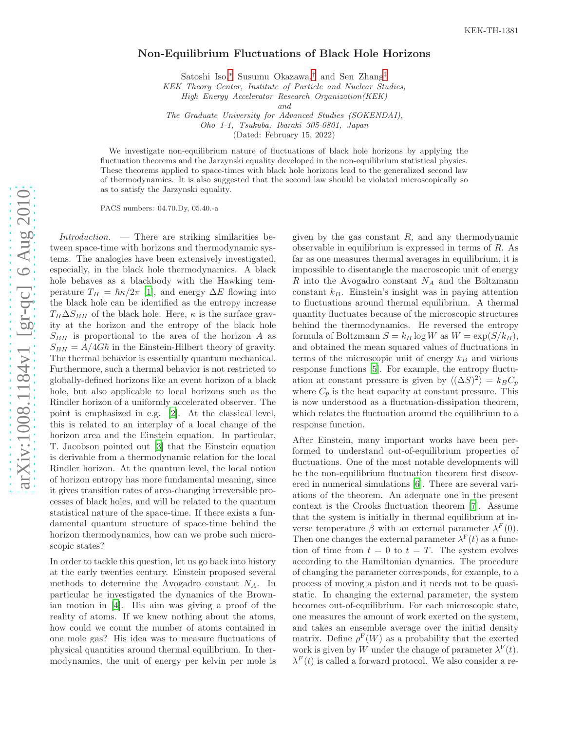KEK-TH-1381

# Non-Equilibrium Fluctuations of Black Hole Horizons

Satoshi Iso,[*] Susumu Okazawa,[†] and Sen Zhang[‡]

*KEK Theory Center, Institute of Particle and Nuclear Studies,*
*High Energy Accelerator Research Organization(KEK)*
*and*
*The Graduate University for Advanced Studies (SOKENDAI),*
*Oho 1-1, Tsukuba, Ibaraki 305-0801, Japan*

(Dated: February 15, 2022)

We investigate non-equilibrium nature of fluctuations of black hole horizons by applying the fluctuation theorems and the Jarzynski equality developed in the non-equilibrium statistical physics. These theorems applied to space-times with black hole horizons lead to the generalized second law of thermodynamics. It is also suggested that the second law should be violated microscopically so as to satisfy the Jarzynski equality.

PACS numbers: 04.70.Dy, 05.40.-a

*Introduction.* — There are striking similarities between space-time with horizons and thermodynamic systems. The analogies have been extensively investigated, especially, in the black hole thermodynamics. A black hole behaves as a blackbody with the Hawking temperature $T_H = \hbar\kappa/2\pi$ [1], and energy $\Delta E$ flowing into the black hole can be identified as the entropy increase $T_H \Delta S_{BH}$ of the black hole. Here, $\kappa$ is the surface gravity at the horizon and the entropy of the black hole $S_{BH}$ is proportional to the area of the horizon $A$ as $S_{BH} = A/4G\hbar$ in the Einstein-Hilbert theory of gravity. The thermal behavior is essentially quantum mechanical. Furthermore, such a thermal behavior is not restricted to globally-defined horizons like an event horizon of a black hole, but also applicable to local horizons such as the Rindler horizon of a uniformly accelerated observer. The point is emphasized in e.g. [2]. At the classical level, this is related to an interplay of a local change of the horizon area and the Einstein equation. In particular, T. Jacobson pointed out [3] that the Einstein equation is derivable from a thermodynamic relation for the local Rindler horizon. At the quantum level, the local notion of horizon entropy has more fundamental meaning, since it gives transition rates of area-changing irreversible processes of black holes, and will be related to the quantum statistical nature of the space-time. If there exists a fundamental quantum structure of space-time behind the horizon thermodynamics, how can we probe such microscopic states?

In order to tackle this question, let us go back into history at the early twenties century. Einstein proposed several methods to determine the Avogadro constant $N_A$. In particular he investigated the dynamics of the Brownian motion in [4]. His aim was giving a proof of the reality of atoms. If we knew nothing about the atoms, how could we count the number of atoms contained in one mole gas? His idea was to measure fluctuations of physical quantities around thermal equilibrium. In thermodynamics, the unit of energy per kelvin per mole is given by the gas constant $R$, and any thermodynamic observable in equilibrium is expressed in terms of $R$. As far as one measures thermal averages in equilibrium, it is impossible to disentangle the macroscopic unit of energy $R$ into the Avogadro constant $N_A$ and the Boltzmann constant $k_B$. Einstein's insight was in paying attention to fluctuations around thermal equilibrium. A thermal quantity fluctuates because of the microscopic structures behind the thermodynamics. He reversed the entropy formula of Boltzmann $S = k_B \log W$ as $W = \exp(S/k_B)$, and obtained the mean squared values of fluctuations in terms of the microscopic unit of energy $k_B$ and various response functions [5]. For example, the entropy fluctuation at constant pressure is given by $\langle(\Delta S)^2\rangle = k_B C_p$ where $C_p$ is the heat capacity at constant pressure. This is now understood as a fluctuation-dissipation theorem, which relates the fluctuation around the equilibrium to a response function.

After Einstein, many important works have been performed to understand out-of-equilibrium properties of fluctuations. One of the most notable developments will be the non-equilibrium fluctuation theorem first discovered in numerical simulations [6]. There are several variations of the theorem. An adequate one in the present context is the Crooks fluctuation theorem [7]. Assume that the system is initially in thermal equilibrium at inverse temperature $\beta$ with an external parameter $\lambda^{\mathrm{F}}(0)$. Then one changes the external parameter $\lambda^{\mathrm{F}}(t)$ as a function of time from $t = 0$ to $t = T$. The system evolves according to the Hamiltonian dynamics. The procedure of changing the parameter corresponds, for example, to a process of moving a piston and it needs not to be quasi-static. In changing the external parameter, the system becomes out-of-equilibrium. For each microscopic state, one measures the amount of work exerted on the system, and takes an ensemble average over the initial density matrix. Define $\rho^{\mathrm{F}}(W)$ as a probability that the exerted work is given by $W$ under the change of parameter $\lambda^{\mathrm{F}}(t)$. $\lambda^{F}(t)$ is called a forward protocol. We also consider a re-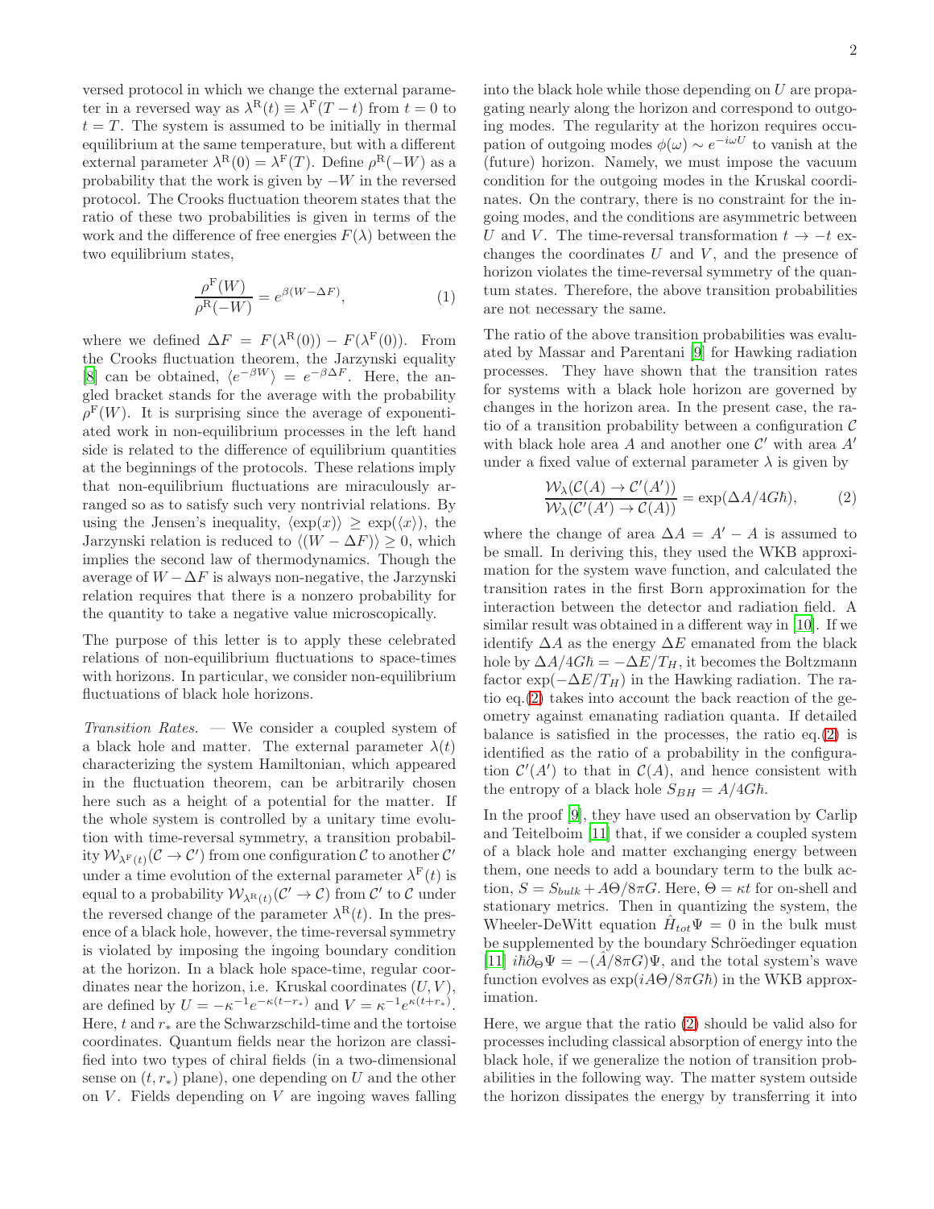versed protocol in which we change the external parameter in a reversed way as $\lambda^{\rm R}(t) \equiv \lambda^{\rm F}(T-t)$ from $t=0$ to $t=T$. The system is assumed to be initially in thermal equilibrium at the same temperature, but with a different external parameter $\lambda^{\rm R}(0) = \lambda^{\rm F}(T)$. Define $\rho^{\rm R}(-W)$ as a probability that the work is given by $-W$ in the reversed protocol. The Crooks fluctuation theorem states that the ratio of these two probabilities is given in terms of the work and the difference of free energies $F(\lambda)$ between the two equilibrium states,

$$\frac{\rho^{\rm F}(W)}{\rho^{\rm R}(-W)} = e^{\beta(W-\Delta F)}, \tag{1}$$

where we defined $\Delta F = F(\lambda^{\rm R}(0)) - F(\lambda^{\rm F}(0))$. From the Crooks fluctuation theorem, the Jarzynski equality [8] can be obtained, $\langle e^{-\beta W}\rangle = e^{-\beta \Delta F}$. Here, the angled bracket stands for the average with the probability $\rho^{\rm F}(W)$. It is surprising since the average of exponentiated work in non-equilibrium processes in the left hand side is related to the difference of equilibrium quantities at the beginnings of the protocols. These relations imply that non-equilibrium fluctuations are miraculously arranged so as to satisfy such very nontrivial relations. By using the Jensen's inequality, $\langle \exp(x)\rangle \geq \exp(\langle x\rangle)$, the Jarzynski relation is reduced to $\langle (W-\Delta F)\rangle \geq 0$, which implies the second law of thermodynamics. Though the average of $W - \Delta F$ is always non-negative, the Jarzynski relation requires that there is a nonzero probability for the quantity to take a negative value microscopically.

The purpose of this letter is to apply these celebrated relations of non-equilibrium fluctuations to space-times with horizons. In particular, we consider non-equilibrium fluctuations of black hole horizons.

*Transition Rates.* — We consider a coupled system of a black hole and matter. The external parameter $\lambda(t)$ characterizing the system Hamiltonian, which appeared in the fluctuation theorem, can be arbitrarily chosen here such as a height of a potential for the matter. If the whole system is controlled by a unitary time evolution with time-reversal symmetry, a transition probability $\mathcal{W}_{\lambda^{\rm F}(t)}(\mathcal{C} \to \mathcal{C}')$ from one configuration $\mathcal{C}$ to another $\mathcal{C}'$ under a time evolution of the external parameter $\lambda^{\rm F}(t)$ is equal to a probability $\mathcal{W}_{\lambda^{\rm R}(t)}(\mathcal{C}' \to \mathcal{C})$ from $\mathcal{C}'$ to $\mathcal{C}$ under the reversed change of the parameter $\lambda^{\rm R}(t)$. In the presence of a black hole, however, the time-reversal symmetry is violated by imposing the ingoing boundary condition at the horizon. In a black hole space-time, regular coordinates near the horizon, i.e. Kruskal coordinates $(U,V)$, are defined by $U = -\kappa^{-1} e^{-\kappa(t-r_*)}$ and $V = \kappa^{-1} e^{\kappa(t+r_*)}$. Here, $t$ and $r_*$ are the Schwarzschild-time and the tortoise coordinates. Quantum fields near the horizon are classified into two types of chiral fields (in a two-dimensional sense on $(t, r_*)$ plane), one depending on $U$ and the other on $V$. Fields depending on $V$ are ingoing waves falling into the black hole while those depending on $U$ are propagating nearly along the horizon and correspond to outgoing modes. The regularity at the horizon requires occupation of outgoing modes $\phi(\omega) \sim e^{-i\omega U}$ to vanish at the (future) horizon. Namely, we must impose the vacuum condition for the outgoing modes in the Kruskal coordinates. On the contrary, there is no constraint for the ingoing modes, and the conditions are asymmetric between $U$ and $V$. The time-reversal transformation $t \to -t$ exchanges the coordinates $U$ and $V$, and the presence of horizon violates the time-reversal symmetry of the quantum states. Therefore, the above transition probabilities are not necessary the same.

The ratio of the above transition probabilities was evaluated by Massar and Parentani [9] for Hawking radiation processes. They have shown that the transition rates for systems with a black hole horizon are governed by changes in the horizon area. In the present case, the ratio of a transition probability between a configuration $\mathcal{C}$ with black hole area $A$ and another one $\mathcal{C}'$ with area $A'$ under a fixed value of external parameter $\lambda$ is given by

$$\frac{\mathcal{W}_\lambda(\mathcal{C}(A) \to \mathcal{C}'(A'))}{\mathcal{W}_\lambda(\mathcal{C}'(A') \to \mathcal{C}(A))} = \exp(\Delta A/4G\hbar), \tag{2}$$

where the change of area $\Delta A = A' - A$ is assumed to be small. In deriving this, they used the WKB approximation for the system wave function, and calculated the transition rates in the first Born approximation for the interaction between the detector and radiation field. A similar result was obtained in a different way in [10]. If we identify $\Delta A$ as the energy $\Delta E$ emanated from the black hole by $\Delta A/4G\hbar = -\Delta E/T_H$, it becomes the Boltzmann factor $\exp(-\Delta E/T_H)$ in the Hawking radiation. The ratio eq.(2) takes into account the back reaction of the geometry against emanating radiation quanta. If detailed balance is satisfied in the processes, the ratio eq.(2) is identified as the ratio of a probability in the configuration $\mathcal{C}'(A')$ to that in $\mathcal{C}(A)$, and hence consistent with the entropy of a black hole $S_{BH} = A/4G\hbar$.

In the proof [9], they have used an observation by Carlip and Teitelboim [11] that, if we consider a coupled system of a black hole and matter exchanging energy between them, one needs to add a boundary term to the bulk action, $S = S_{bulk} + A\Theta/8\pi G$. Here, $\Theta = \kappa t$ for on-shell and stationary metrics. Then in quantizing the system, the Wheeler-DeWitt equation $\hat{H}_{tot}\Psi = 0$ in the bulk must be supplemented by the boundary Schröedinger equation [11] $i\hbar \partial_\Theta \Psi = -(\hat{A}/8\pi G)\Psi$, and the total system's wave function evolves as $\exp(iA\Theta/8\pi G\hbar)$ in the WKB approximation.

Here, we argue that the ratio (2) should be valid also for processes including classical absorption of energy into the black hole, if we generalize the notion of transition probabilities in the following way. The matter system outside the horizon dissipates the energy by transferring it into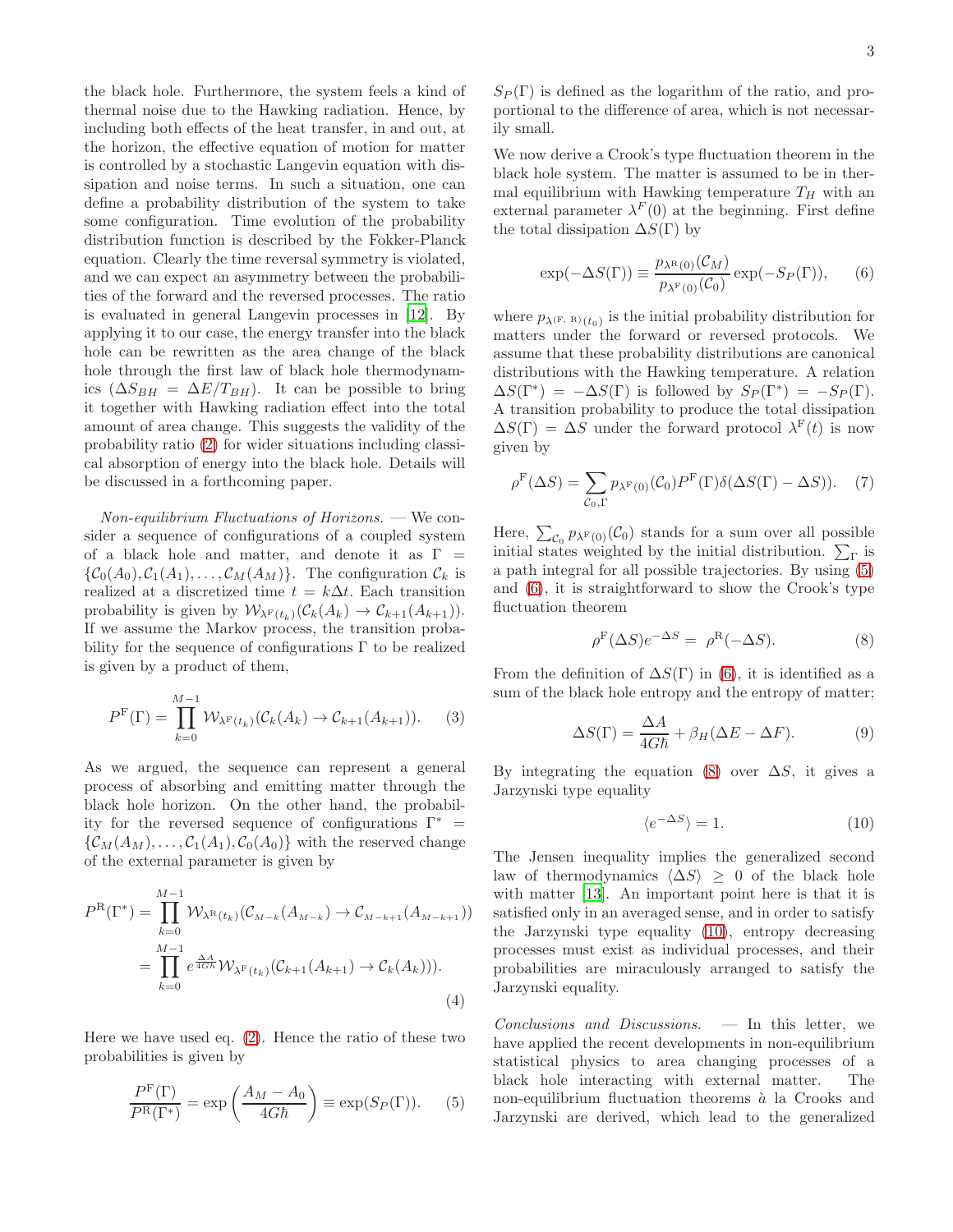the black hole. Furthermore, the system feels a kind of thermal noise due to the Hawking radiation. Hence, by including both effects of the heat transfer, in and out, at the horizon, the effective equation of motion for matter is controlled by a stochastic Langevin equation with dissipation and noise terms. In such a situation, one can define a probability distribution of the system to take some configuration. Time evolution of the probability distribution function is described by the Fokker-Planck equation. Clearly the time reversal symmetry is violated, and we can expect an asymmetry between the probabilities of the forward and the reversed processes. The ratio is evaluated in general Langevin processes in [12]. By applying it to our case, the energy transfer into the black hole can be rewritten as the area change of the black hole through the first law of black hole thermodynamics ($\Delta S_{BH} = \Delta E/T_{BH}$). It can be possible to bring it together with Hawking radiation effect into the total amount of area change. This suggests the validity of the probability ratio (2) for wider situations including classical absorption of energy into the black hole. Details will be discussed in a forthcoming paper.

*Non-equilibrium Fluctuations of Horizons.* — We consider a sequence of configurations of a coupled system of a black hole and matter, and denote it as $\Gamma = \{\mathcal{C}_0(A_0), \mathcal{C}_1(A_1), \ldots, \mathcal{C}_M(A_M)\}$. The configuration $\mathcal{C}_k$ is realized at a discretized time $t = k\Delta t$. Each transition probability is given by $\mathcal{W}_{\lambda^{\mathrm{F}}(t_k)}(\mathcal{C}_k(A_k) \to \mathcal{C}_{k+1}(A_{k+1}))$. If we assume the Markov process, the transition probability for the sequence of configurations $\Gamma$ to be realized is given by a product of them,

$$P^{\mathrm{F}}(\Gamma) = \prod_{k=0}^{M-1} \mathcal{W}_{\lambda^{\mathrm{F}}(t_k)}(\mathcal{C}_k(A_k) \to \mathcal{C}_{k+1}(A_{k+1})). \quad (3)$$

As we argued, the sequence can represent a general process of absorbing and emitting matter through the black hole horizon. On the other hand, the probability for the reversed sequence of configurations $\Gamma^* = \{\mathcal{C}_M(A_M), \ldots, \mathcal{C}_1(A_1), \mathcal{C}_0(A_0)\}$ with the reserved change of the external parameter is given by

$$\begin{aligned} P^{\mathrm{R}}(\Gamma^*) &= \prod_{k=0}^{M-1} \mathcal{W}_{\lambda^{\mathrm{R}}(t_k)}(\mathcal{C}_{M-k}(A_{M-k}) \to \mathcal{C}_{M-k+1}(A_{M-k+1})) \\ &= \prod_{k=0}^{M-1} e^{\frac{\Delta A}{4G\hbar}} \mathcal{W}_{\lambda^{\mathrm{F}}(t_k)}(\mathcal{C}_{k+1}(A_{k+1}) \to \mathcal{C}_k(A_k))). \end{aligned} \quad (4)$$

Here we have used eq. (2). Hence the ratio of these two probabilities is given by

$$\frac{P^{\mathrm{F}}(\Gamma)}{P^{\mathrm{R}}(\Gamma^*)} = \exp\left(\frac{A_M - A_0}{4G\hbar}\right) \equiv \exp(S_P(\Gamma)). \quad (5)$$

$S_P(\Gamma)$ is defined as the logarithm of the ratio, and proportional to the difference of area, which is not necessarily small.

We now derive a Crook's type fluctuation theorem in the black hole system. The matter is assumed to be in thermal equilibrium with Hawking temperature $T_H$ with an external parameter $\lambda^F(0)$ at the beginning. First define the total dissipation $\Delta S(\Gamma)$ by

$$\exp(-\Delta S(\Gamma)) \equiv \frac{p_{\lambda^{\mathrm{R}}(0)}(\mathcal{C}_M)}{p_{\lambda^{\mathrm{F}}(0)}(\mathcal{C}_0)} \exp(-S_P(\Gamma)), \quad (6)$$

where $p_{\lambda^{(\mathrm{F,\,R})}(t_0)}$ is the initial probability distribution for matters under the forward or reversed protocols. We assume that these probability distributions are canonical distributions with the Hawking temperature. A relation $\Delta S(\Gamma^*) = -\Delta S(\Gamma)$ is followed by $S_P(\Gamma^*) = -S_P(\Gamma)$. A transition probability to produce the total dissipation $\Delta S(\Gamma) = \Delta S$ under the forward protocol $\lambda^{\mathrm{F}}(t)$ is now given by

$$\rho^{\mathrm{F}}(\Delta S) = \sum_{\mathcal{C}_0, \Gamma} p_{\lambda^{\mathrm{F}}(0)}(\mathcal{C}_0) P^{\mathrm{F}}(\Gamma) \delta(\Delta S(\Gamma) - \Delta S)). \quad (7)$$

Here, $\sum_{\mathcal{C}_0} p_{\lambda^{\mathrm{F}}(0)}(\mathcal{C}_0)$ stands for a sum over all possible initial states weighted by the initial distribution. $\sum_\Gamma$ is a path integral for all possible trajectories. By using (5) and (6), it is straightforward to show the Crook's type fluctuation theorem

$$\rho^{\mathrm{F}}(\Delta S) e^{-\Delta S} = \rho^{\mathrm{R}}(-\Delta S). \quad (8)$$

From the definition of $\Delta S(\Gamma)$ in (6), it is identified as a sum of the black hole entropy and the entropy of matter;

$$\Delta S(\Gamma) = \frac{\Delta A}{4G\hbar} + \beta_H(\Delta E - \Delta F). \quad (9)$$

By integrating the equation (8) over $\Delta S$, it gives a Jarzynski type equality

$$\langle e^{-\Delta S} \rangle = 1. \quad (10)$$

The Jensen inequality implies the generalized second law of thermodynamics $\langle \Delta S \rangle \geq 0$ of the black hole with matter [13]. An important point here is that it is satisfied only in an averaged sense, and in order to satisfy the Jarzynski type equality (10), entropy decreasing processes must exist as individual processes, and their probabilities are miraculously arranged to satisfy the Jarzynski equality.

*Conclusions and Discussions.* — In this letter, we have applied the recent developments in non-equilibrium statistical physics to area changing processes of a black hole interacting with external matter. The non-equilibrium fluctuation theorems *à* la Crooks and Jarzynski are derived, which lead to the generalized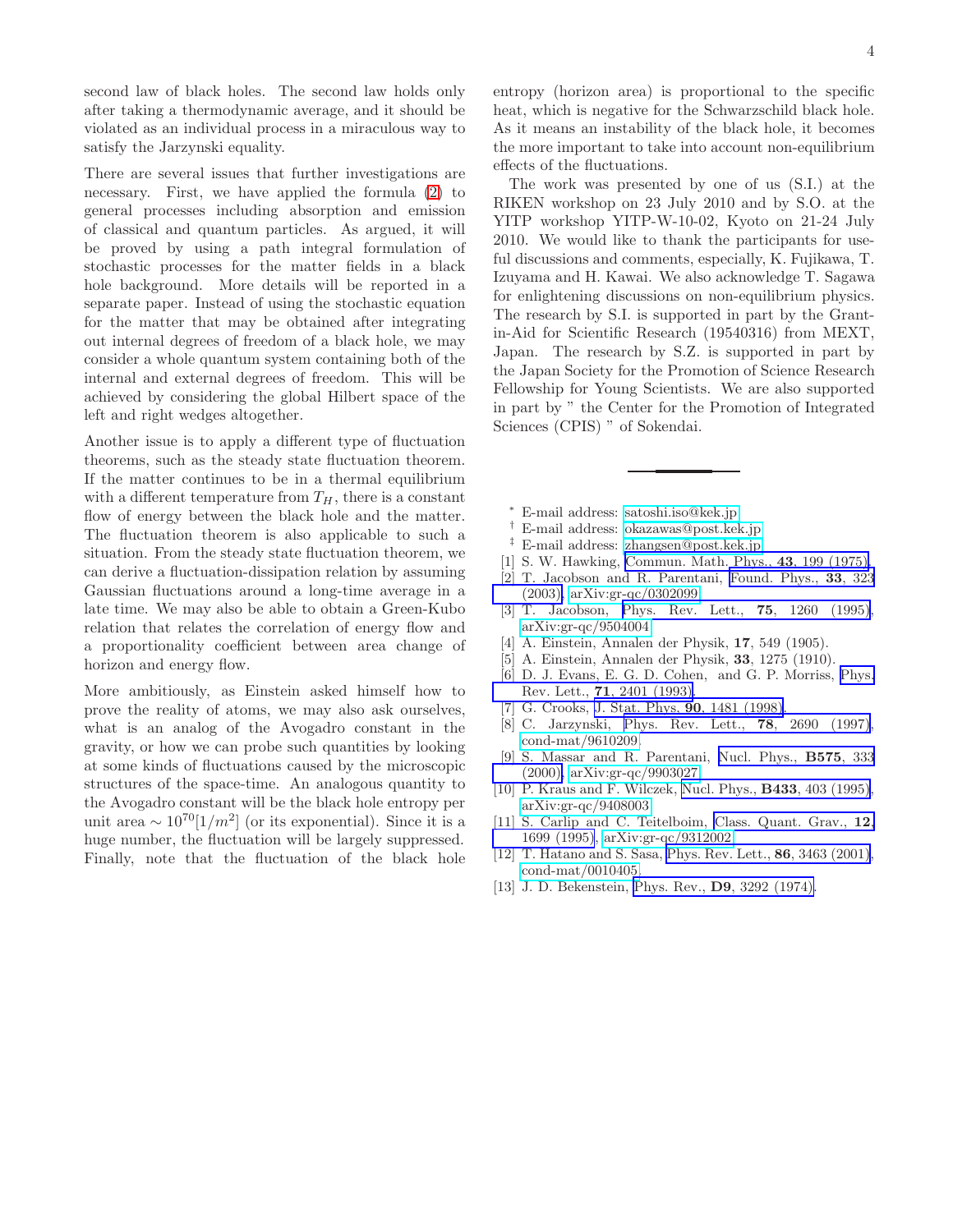second law of black holes. The second law holds only after taking a thermodynamic average, and it should be violated as an individual process in a miraculous way to satisfy the Jarzynski equality.

There are several issues that further investigations are necessary. First, we have applied the formula (2) to general processes including absorption and emission of classical and quantum particles. As argued, it will be proved by using a path integral formulation of stochastic processes for the matter fields in a black hole background. More details will be reported in a separate paper. Instead of using the stochastic equation for the matter that may be obtained after integrating out internal degrees of freedom of a black hole, we may consider a whole quantum system containing both of the internal and external degrees of freedom. This will be achieved by considering the global Hilbert space of the left and right wedges altogether.

Another issue is to apply a different type of fluctuation theorems, such as the steady state fluctuation theorem. If the matter continues to be in a thermal equilibrium with a different temperature from $T_H$, there is a constant flow of energy between the black hole and the matter. The fluctuation theorem is also applicable to such a situation. From the steady state fluctuation theorem, we can derive a fluctuation-dissipation relation by assuming Gaussian fluctuations around a long-time average in a late time. We may also be able to obtain a Green-Kubo relation that relates the correlation of energy flow and a proportionality coefficient between area change of horizon and energy flow.

More ambitiously, as Einstein asked himself how to prove the reality of atoms, we may also ask ourselves, what is an analog of the Avogadro constant in the gravity, or how we can probe such quantities by looking at some kinds of fluctuations caused by the microscopic structures of the space-time. An analogous quantity to the Avogadro constant will be the black hole entropy per unit area $\sim 10^{70}[1/m^2]$ (or its exponential). Since it is a huge number, the fluctuation will be largely suppressed. Finally, note that the fluctuation of the black hole entropy (horizon area) is proportional to the specific heat, which is negative for the Schwarzschild black hole. As it means an instability of the black hole, it becomes the more important to take into account non-equilibrium effects of the fluctuations.

The work was presented by one of us (S.I.) at the RIKEN workshop on 23 July 2010 and by S.O. at the YITP workshop YITP-W-10-02, Kyoto on 21-24 July 2010. We would like to thank the participants for useful discussions and comments, especially, K. Fujikawa, T. Izuyama and H. Kawai. We also acknowledge T. Sagawa for enlightening discussions on non-equilibrium physics. The research by S.I. is supported in part by the Grant-in-Aid for Scientific Research (19540316) from MEXT, Japan. The research by S.Z. is supported in part by the Japan Society for the Promotion of Science Research Fellowship for Young Scientists. We are also supported in part by " the Center for the Promotion of Integrated Sciences (CPIS) " of Sokendai.

---

* E-mail address: satoshi.iso@kek.jp
† E-mail address: okazawas@post.kek.jp
‡ E-mail address: zhangsen@post.kek.jp

[1] S. W. Hawking, Commun. Math. Phys., **43**, 199 (1975).
[2] T. Jacobson and R. Parentani, Found. Phys., **33**, 323 (2003), arXiv:gr-qc/0302099.
[3] T. Jacobson, Phys. Rev. Lett., **75**, 1260 (1995), arXiv:gr-qc/9504004.
[4] A. Einstein, Annalen der Physik, **17**, 549 (1905).
[5] A. Einstein, Annalen der Physik, **33**, 1275 (1910).
[6] D. J. Evans, E. G. D. Cohen, and G. P. Morriss, Phys. Rev. Lett., **71**, 2401 (1993).
[7] G. Crooks, J. Stat. Phys. **90**, 1481 (1998).
[8] C. Jarzynski, Phys. Rev. Lett., **78**, 2690 (1997), cond-mat/9610209.
[9] S. Massar and R. Parentani, Nucl. Phys., **B575**, 333 (2000), arXiv:gr-qc/9903027.
[10] P. Kraus and F. Wilczek, Nucl. Phys., **B433**, 403 (1995), arXiv:gr-qc/9408003.
[11] S. Carlip and C. Teitelboim, Class. Quant. Grav., **12**, 1699 (1995), arXiv:gr-qc/9312002.
[12] T. Hatano and S. Sasa, Phys. Rev. Lett., **86**, 3463 (2001), cond-mat/0010405.
[13] J. D. Bekenstein, Phys. Rev., **D9**, 3292 (1974).